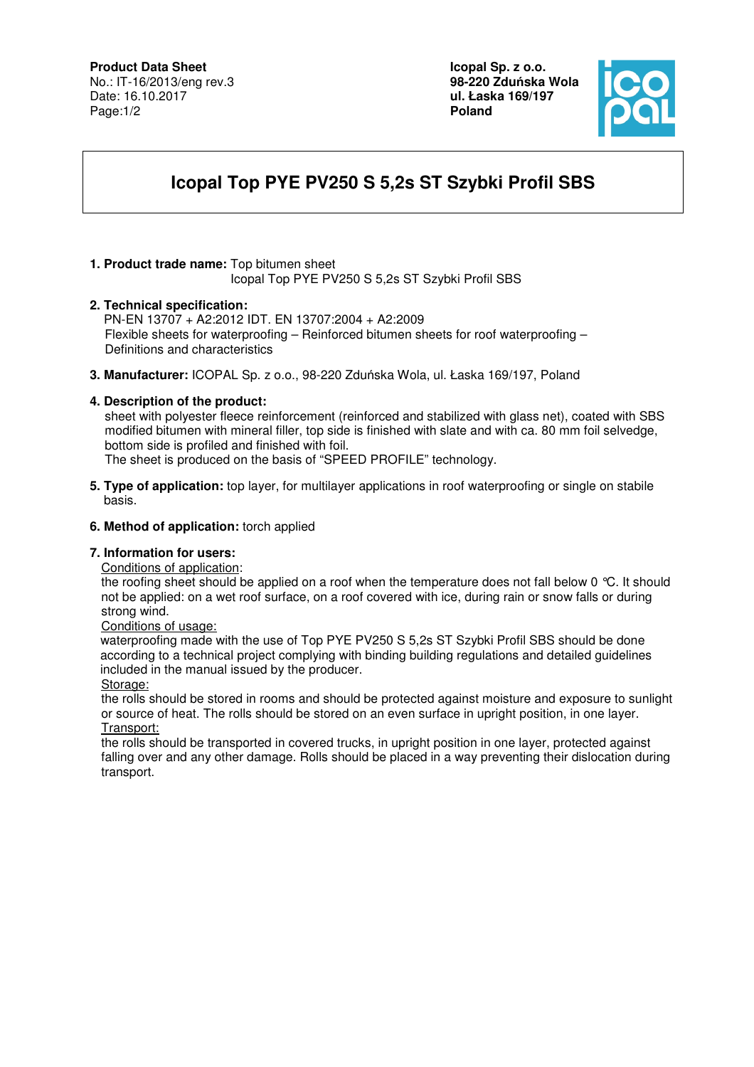**Product Data Sheet**
No.: IT-16/2013/eng rev.3
Date: 16.10.2017

**Icopal Sp. z o.o.**
**98-220 Zduńska Wola**
**ul. Łaska 169/197**
**Poland**

# Icopal Top PYE PV250 S 5,2s ST Szybki Profil SBS

1. **Product trade name:** Top bitumen sheet
Icopal Top PYE PV250 S 5,2s ST Szybki Profil SBS

2. **Technical specification:**
PN-EN 13707 + A2:2012 IDT. EN 13707:2004 + A2:2009
Flexible sheets for waterproofing – Reinforced bitumen sheets for roof waterproofing – Definitions and characteristics

3. **Manufacturer:** ICOPAL Sp. z o.o., 98-220 Zduńska Wola, ul. Łaska 169/197, Poland

4. **Description of the product:**
sheet with polyester fleece reinforcement (reinforced and stabilized with glass net), coated with SBS modified bitumen with mineral filler, top side is finished with slate and with ca. 80 mm foil selvedge, bottom side is profiled and finished with foil.
The sheet is produced on the basis of "SPEED PROFILE" technology.

5. **Type of application:** top layer, for multilayer applications in roof waterproofing or single on stabile basis.

6. **Method of application:** torch applied

7. **Information for users:**

Conditions of application:
the roofing sheet should be applied on a roof when the temperature does not fall below 0 ℃. It should not be applied: on a wet roof surface, on a roof covered with ice, during rain or snow falls or during strong wind.

Conditions of usage:
waterproofing made with the use of Top PYE PV250 S 5,2s ST Szybki Profil SBS should be done according to a technical project complying with binding building regulations and detailed guidelines included in the manual issued by the producer.

Storage:
the rolls should be stored in rooms and should be protected against moisture and exposure to sunlight or source of heat. The rolls should be stored on an even surface in upright position, in one layer.

Transport:
the rolls should be transported in covered trucks, in upright position in one layer, protected against falling over and any other damage. Rolls should be placed in a way preventing their dislocation during transport.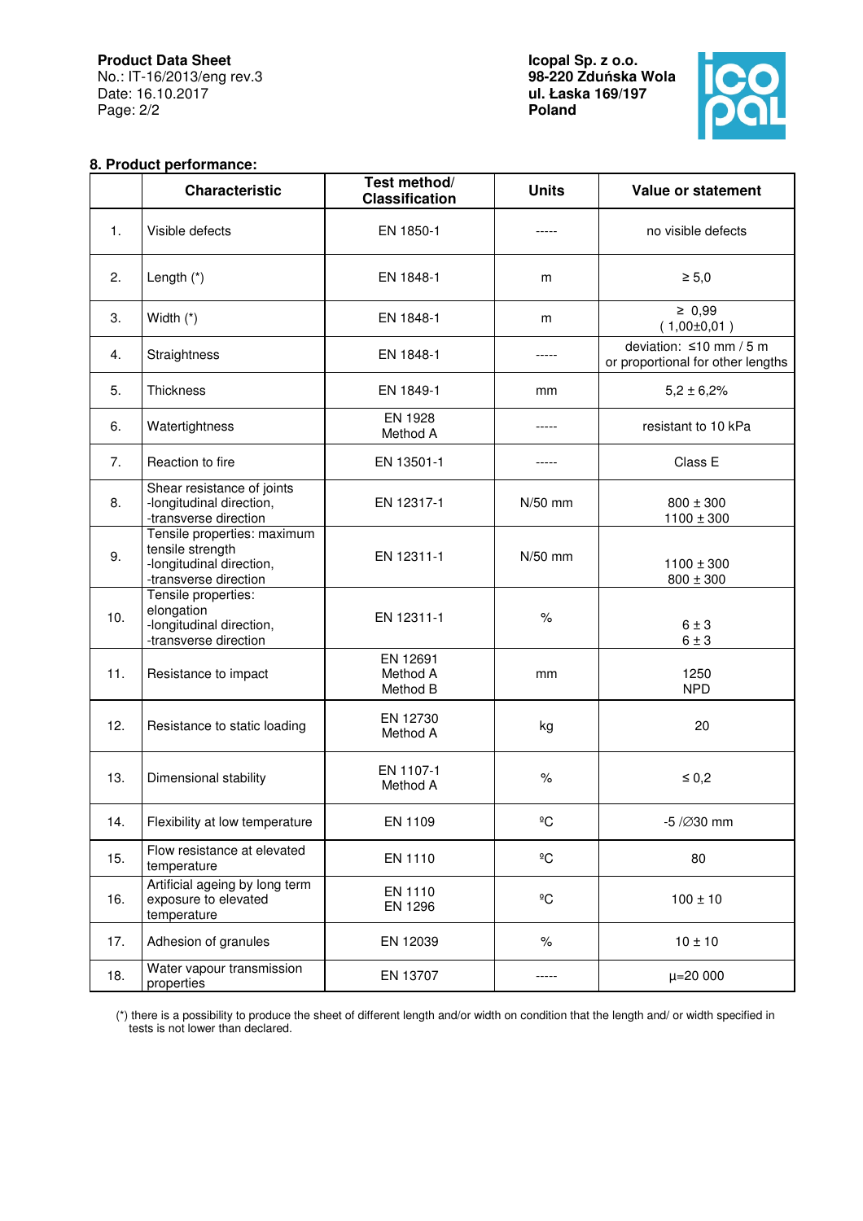**Product Data Sheet**
No.: IT-16/2013/eng rev.3
Date: 16.10.2017
Page: 2/2

**Icopal Sp. z o.o.**
**98-220 Zduńska Wola**
**ul. Łaska 169/197**
**Poland**

## 8. Product performance:

| | Characteristic | Test method/ Classification | Units | Value or statement |
|---|---|---|---|---|
| 1. | Visible defects | EN 1850-1 | ----- | no visible defects |
| 2. | Length (*) | EN 1848-1 | m | ≥ 5,0 |
| 3. | Width (*) | EN 1848-1 | m | ≥ 0,99 ( 1,00±0,01 ) |
| 4. | Straightness | EN 1848-1 | ----- | deviation: ≤10 mm / 5 m or proportional for other lengths |
| 5. | Thickness | EN 1849-1 | mm | 5,2 ± 6,2% |
| 6. | Watertightness | EN 1928 Method A | ----- | resistant to 10 kPa |
| 7. | Reaction to fire | EN 13501-1 | ----- | Class E |
| 8. | Shear resistance of joints -longitudinal direction, -transverse direction | EN 12317-1 | N/50 mm | 800 ± 300<br>1100 ± 300 |
| 9. | Tensile properties: maximum tensile strength -longitudinal direction, -transverse direction | EN 12311-1 | N/50 mm | 1100 ± 300<br>800 ± 300 |
| 10. | Tensile properties: elongation -longitudinal direction, -transverse direction | EN 12311-1 | % | 6 ± 3<br>6 ± 3 |
| 11. | Resistance to impact | EN 12691 Method A Method B | mm | 1250<br>NPD |
| 12. | Resistance to static loading | EN 12730 Method A | kg | 20 |
| 13. | Dimensional stability | EN 1107-1 Method A | % | ≤ 0,2 |
| 14. | Flexibility at low temperature | EN 1109 | ºC | -5 /∅30 mm |
| 15. | Flow resistance at elevated temperature | EN 1110 | ºC | 80 |
| 16. | Artificial ageing by long term exposure to elevated temperature | EN 1110 EN 1296 | ºC | 100 ± 10 |
| 17. | Adhesion of granules | EN 12039 | % | 10 ± 10 |
| 18. | Water vapour transmission properties | EN 13707 | ----- | μ=20 000 |

(*) there is a possibility to produce the sheet of different length and/or width on condition that the length and/ or width specified in tests is not lower than declared.